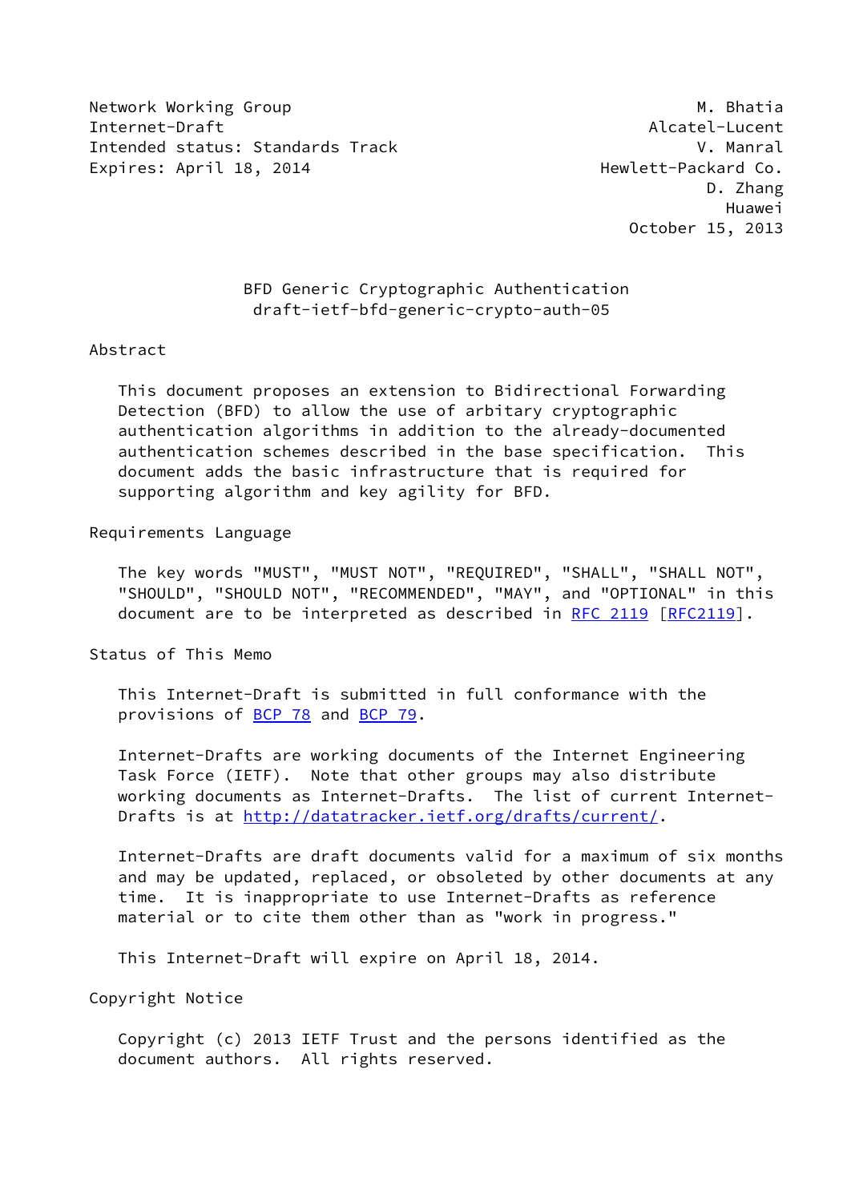Network Working Group M. Bhatia
Internet-Draft Alcatel-Lucent
Intended status: Standards Track V. Manral
Expires: April 18, 2014 Hewlett-Packard Co.
D. Zhang
Huawei
October 15, 2013

# BFD Generic Cryptographic Authentication
draft-ietf-bfd-generic-crypto-auth-05

## Abstract

This document proposes an extension to Bidirectional Forwarding Detection (BFD) to allow the use of arbitary cryptographic authentication algorithms in addition to the already-documented authentication schemes described in the base specification. This document adds the basic infrastructure that is required for supporting algorithm and key agility for BFD.

## Requirements Language

The key words "MUST", "MUST NOT", "REQUIRED", "SHALL", "SHALL NOT", "SHOULD", "SHOULD NOT", "RECOMMENDED", "MAY", and "OPTIONAL" in this document are to be interpreted as described in RFC 2119 [RFC2119].

## Status of This Memo

This Internet-Draft is submitted in full conformance with the provisions of BCP 78 and BCP 79.

Internet-Drafts are working documents of the Internet Engineering Task Force (IETF). Note that other groups may also distribute working documents as Internet-Drafts. The list of current Internet-Drafts is at http://datatracker.ietf.org/drafts/current/.

Internet-Drafts are draft documents valid for a maximum of six months and may be updated, replaced, or obsoleted by other documents at any time. It is inappropriate to use Internet-Drafts as reference material or to cite them other than as "work in progress."

This Internet-Draft will expire on April 18, 2014.

## Copyright Notice

Copyright (c) 2013 IETF Trust and the persons identified as the document authors. All rights reserved.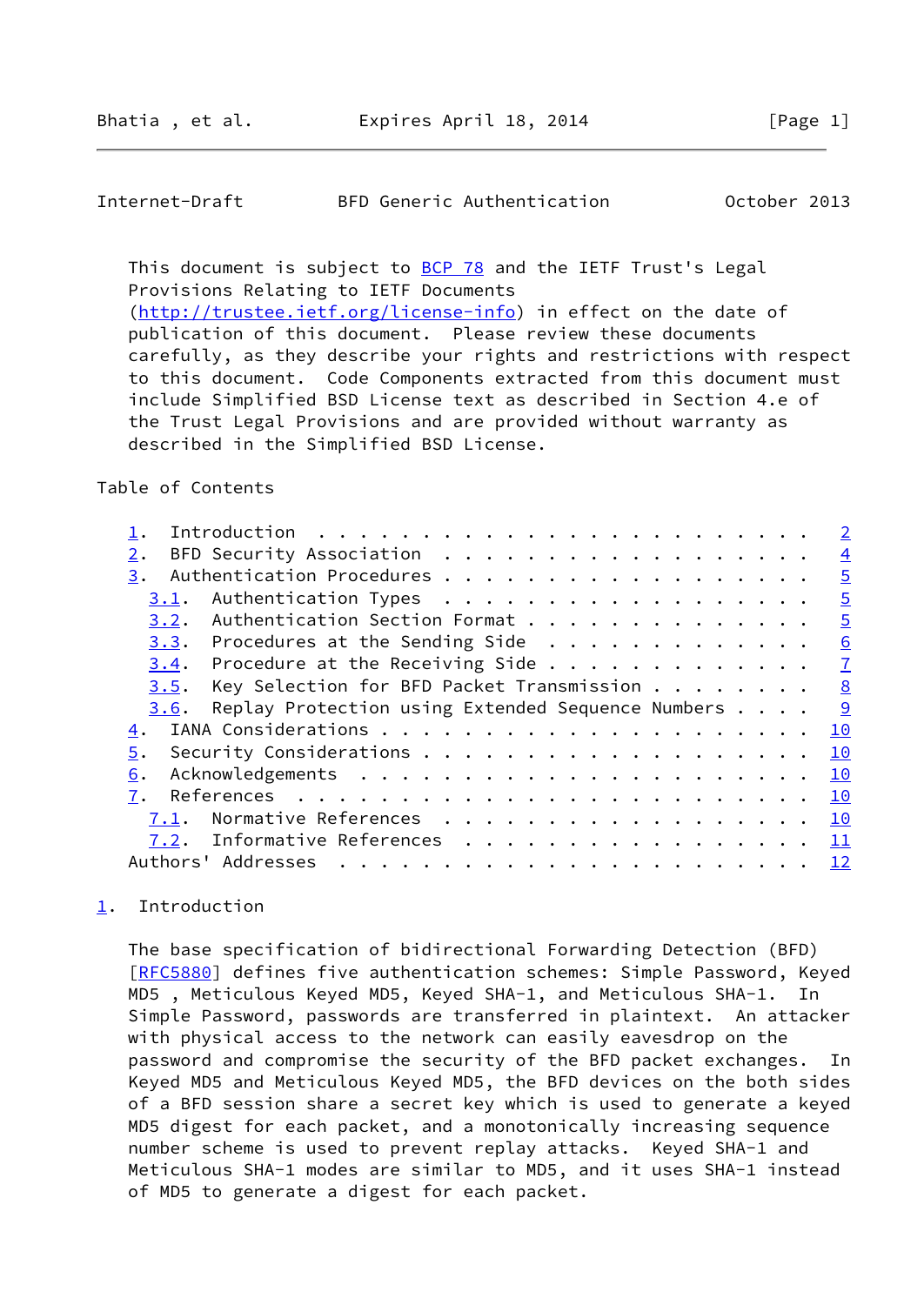This document is subject to BCP 78 and the IETF Trust's Legal Provisions Relating to IETF Documents (http://trustee.ietf.org/license-info) in effect on the date of publication of this document. Please review these documents carefully, as they describe your rights and restrictions with respect to this document. Code Components extracted from this document must include Simplified BSD License text as described in Section 4.e of the Trust Legal Provisions and are provided without warranty as described in the Simplified BSD License.

Table of Contents

- 1. Introduction . . . . . . . . . . . . . . . . . . . . . . . . 2
- 2. BFD Security Association . . . . . . . . . . . . . . . . . . 4
- 3. Authentication Procedures . . . . . . . . . . . . . . . . . . 5
  - 3.1. Authentication Types . . . . . . . . . . . . . . . . . . 5
  - 3.2. Authentication Section Format . . . . . . . . . . . . . . 5
  - 3.3. Procedures at the Sending Side . . . . . . . . . . . . . 6
  - 3.4. Procedure at the Receiving Side . . . . . . . . . . . . . 7
  - 3.5. Key Selection for BFD Packet Transmission . . . . . . . . 8
  - 3.6. Replay Protection using Extended Sequence Numbers . . . . 9
- 4. IANA Considerations . . . . . . . . . . . . . . . . . . . . . 10
- 5. Security Considerations . . . . . . . . . . . . . . . . . . . 10
- 6. Acknowledgements . . . . . . . . . . . . . . . . . . . . . . 10
- 7. References . . . . . . . . . . . . . . . . . . . . . . . . . 10
  - 7.1. Normative References . . . . . . . . . . . . . . . . . . 10
  - 7.2. Informative References . . . . . . . . . . . . . . . . . 11
- Authors' Addresses . . . . . . . . . . . . . . . . . . . . . . . 12

## 1. Introduction

The base specification of bidirectional Forwarding Detection (BFD) [RFC5880] defines five authentication schemes: Simple Password, Keyed MD5 , Meticulous Keyed MD5, Keyed SHA-1, and Meticulous SHA-1. In Simple Password, passwords are transferred in plaintext. An attacker with physical access to the network can easily eavesdrop on the password and compromise the security of the BFD packet exchanges. In Keyed MD5 and Meticulous Keyed MD5, the BFD devices on the both sides of a BFD session share a secret key which is used to generate a keyed MD5 digest for each packet, and a monotonically increasing sequence number scheme is used to prevent replay attacks. Keyed SHA-1 and Meticulous SHA-1 modes are similar to MD5, and it uses SHA-1 instead of MD5 to generate a digest for each packet.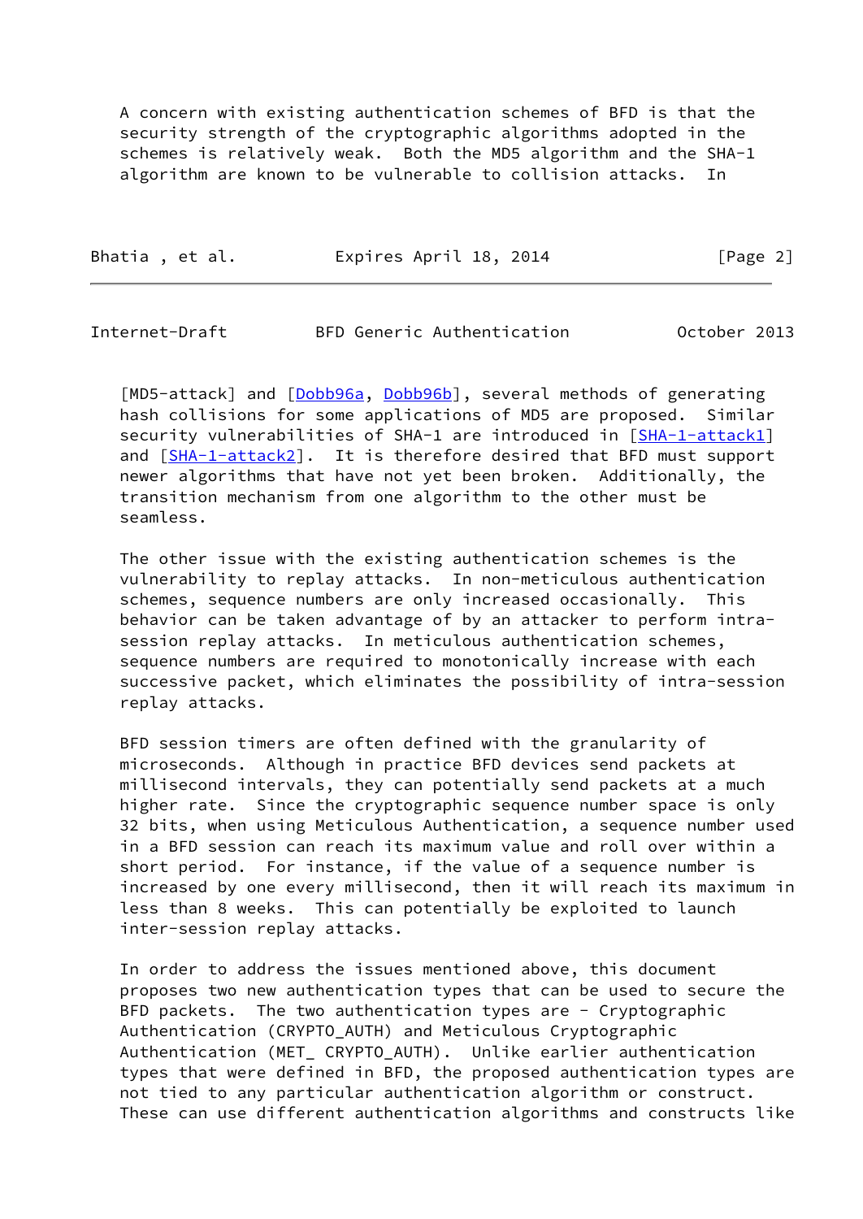A concern with existing authentication schemes of BFD is that the security strength of the cryptographic algorithms adopted in the schemes is relatively weak. Both the MD5 algorithm and the SHA-1 algorithm are known to be vulnerable to collision attacks. In [MD5-attack] and [Dobb96a, Dobb96b], several methods of generating hash collisions for some applications of MD5 are proposed. Similar security vulnerabilities of SHA-1 are introduced in [SHA-1-attack1] and [SHA-1-attack2]. It is therefore desired that BFD must support newer algorithms that have not yet been broken. Additionally, the transition mechanism from one algorithm to the other must be seamless.

The other issue with the existing authentication schemes is the vulnerability to replay attacks. In non-meticulous authentication schemes, sequence numbers are only increased occasionally. This behavior can be taken advantage of by an attacker to perform intra-session replay attacks. In meticulous authentication schemes, sequence numbers are required to monotonically increase with each successive packet, which eliminates the possibility of intra-session replay attacks.

BFD session timers are often defined with the granularity of microseconds. Although in practice BFD devices send packets at millisecond intervals, they can potentially send packets at a much higher rate. Since the cryptographic sequence number space is only 32 bits, when using Meticulous Authentication, a sequence number used in a BFD session can reach its maximum value and roll over within a short period. For instance, if the value of a sequence number is increased by one every millisecond, then it will reach its maximum in less than 8 weeks. This can potentially be exploited to launch inter-session replay attacks.

In order to address the issues mentioned above, this document proposes two new authentication types that can be used to secure the BFD packets. The two authentication types are - Cryptographic Authentication (CRYPTO_AUTH) and Meticulous Cryptographic Authentication (MET_ CRYPTO_AUTH). Unlike earlier authentication types that were defined in BFD, the proposed authentication types are not tied to any particular authentication algorithm or construct. These can use different authentication algorithms and constructs like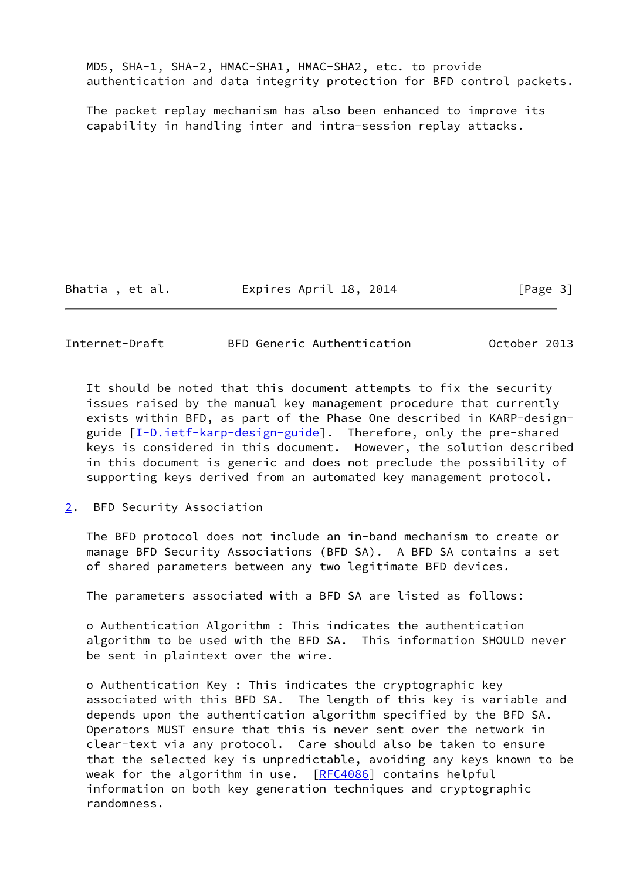MD5, SHA-1, SHA-2, HMAC-SHA1, HMAC-SHA2, etc. to provide authentication and data integrity protection for BFD control packets.

The packet replay mechanism has also been enhanced to improve its capability in handling inter and intra-session replay attacks.

It should be noted that this document attempts to fix the security issues raised by the manual key management procedure that currently exists within BFD, as part of the Phase One described in KARP-design-guide [I-D.ietf-karp-design-guide]. Therefore, only the pre-shared keys is considered in this document. However, the solution described in this document is generic and does not preclude the possibility of supporting keys derived from an automated key management protocol.

## 2. BFD Security Association

The BFD protocol does not include an in-band mechanism to create or manage BFD Security Associations (BFD SA). A BFD SA contains a set of shared parameters between any two legitimate BFD devices.

The parameters associated with a BFD SA are listed as follows:

o Authentication Algorithm : This indicates the authentication algorithm to be used with the BFD SA. This information SHOULD never be sent in plaintext over the wire.

o Authentication Key : This indicates the cryptographic key associated with this BFD SA. The length of this key is variable and depends upon the authentication algorithm specified by the BFD SA. Operators MUST ensure that this is never sent over the network in clear-text via any protocol. Care should also be taken to ensure that the selected key is unpredictable, avoiding any keys known to be weak for the algorithm in use. [RFC4086] contains helpful information on both key generation techniques and cryptographic randomness.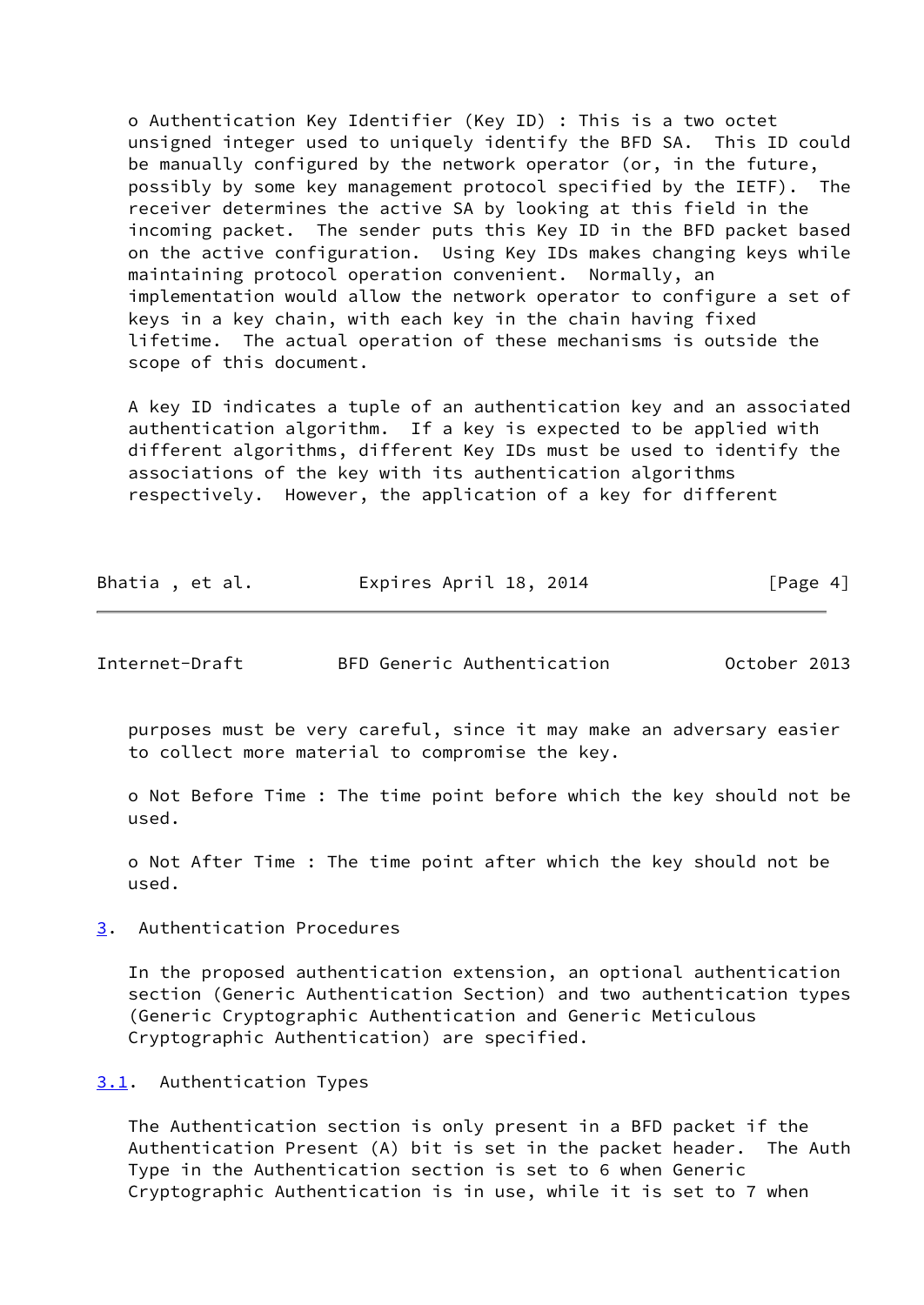- Authentication Key Identifier (Key ID) : This is a two octet unsigned integer used to uniquely identify the BFD SA. This ID could be manually configured by the network operator (or, in the future, possibly by some key management protocol specified by the IETF). The receiver determines the active SA by looking at this field in the incoming packet. The sender puts this Key ID in the BFD packet based on the active configuration. Using Key IDs makes changing keys while maintaining protocol operation convenient. Normally, an implementation would allow the network operator to configure a set of keys in a key chain, with each key in the chain having fixed lifetime. The actual operation of these mechanisms is outside the scope of this document.

  A key ID indicates a tuple of an authentication key and an associated authentication algorithm. If a key is expected to be applied with different algorithms, different Key IDs must be used to identify the associations of the key with its authentication algorithms respectively. However, the application of a key for different purposes must be very careful, since it may make an adversary easier to collect more material to compromise the key.

- Not Before Time : The time point before which the key should not be used.

- Not After Time : The time point after which the key should not be used.

## 3. Authentication Procedures

In the proposed authentication extension, an optional authentication section (Generic Authentication Section) and two authentication types (Generic Cryptographic Authentication and Generic Meticulous Cryptographic Authentication) are specified.

### 3.1. Authentication Types

The Authentication section is only present in a BFD packet if the Authentication Present (A) bit is set in the packet header. The Auth Type in the Authentication section is set to 6 when Generic Cryptographic Authentication is in use, while it is set to 7 when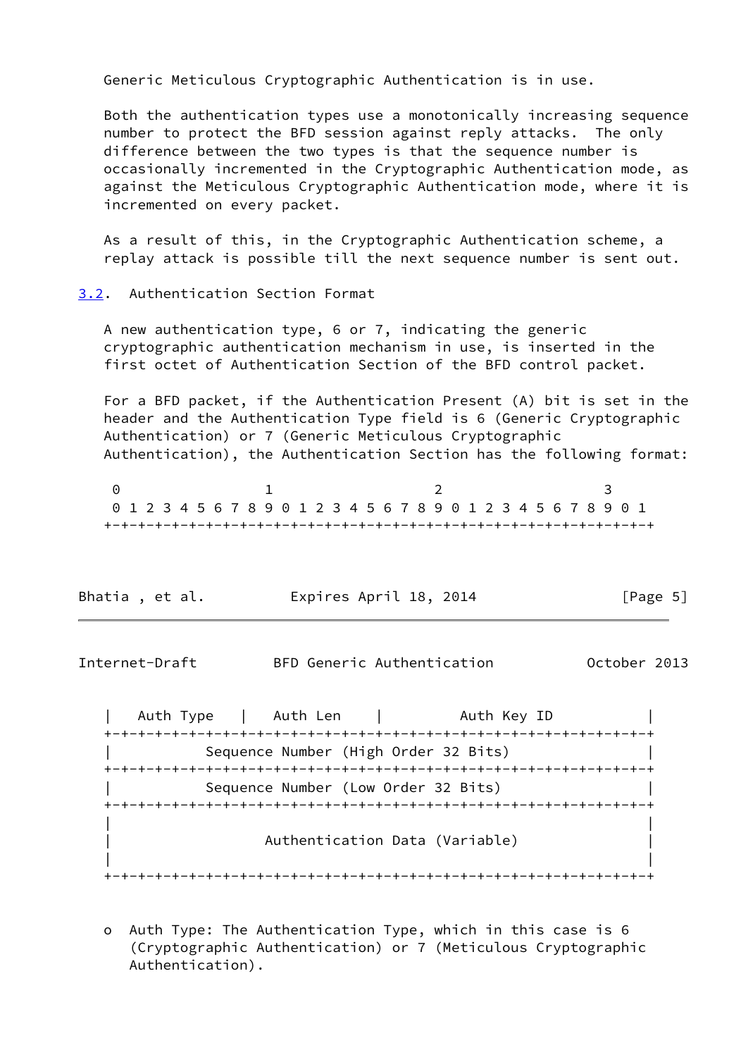Generic Meticulous Cryptographic Authentication is in use.

Both the authentication types use a monotonically increasing sequence number to protect the BFD session against reply attacks. The only difference between the two types is that the sequence number is occasionally incremented in the Cryptographic Authentication mode, as against the Meticulous Cryptographic Authentication mode, where it is incremented on every packet.

As a result of this, in the Cryptographic Authentication scheme, a replay attack is possible till the next sequence number is sent out.

### 3.2. Authentication Section Format

A new authentication type, 6 or 7, indicating the generic cryptographic authentication mechanism in use, is inserted in the first octet of Authentication Section of the BFD control packet.

For a BFD packet, if the Authentication Present (A) bit is set in the header and the Authentication Type field is 6 (Generic Cryptographic Authentication) or 7 (Generic Meticulous Cryptographic Authentication), the Authentication Section has the following format:

```
 0                   1                   2                   3
 0 1 2 3 4 5 6 7 8 9 0 1 2 3 4 5 6 7 8 9 0 1 2 3 4 5 6 7 8 9 0 1
+-+-+-+-+-+-+-+-+-+-+-+-+-+-+-+-+-+-+-+-+-+-+-+-+-+-+-+-+-+-+-+-+
|   Auth Type   |   Auth Len    |          Auth Key ID          |
+-+-+-+-+-+-+-+-+-+-+-+-+-+-+-+-+-+-+-+-+-+-+-+-+-+-+-+-+-+-+-+-+
|           Sequence Number (High Order 32 Bits)                |
+-+-+-+-+-+-+-+-+-+-+-+-+-+-+-+-+-+-+-+-+-+-+-+-+-+-+-+-+-+-+-+-+
|           Sequence Number (Low Order 32 Bits)                 |
+-+-+-+-+-+-+-+-+-+-+-+-+-+-+-+-+-+-+-+-+-+-+-+-+-+-+-+-+-+-+-+-+
|                                                               |
|                  Authentication Data (Variable)               |
|                                                               |
+-+-+-+-+-+-+-+-+-+-+-+-+-+-+-+-+-+-+-+-+-+-+-+-+-+-+-+-+-+-+-+-+
```

- Auth Type: The Authentication Type, which in this case is 6 (Cryptographic Authentication) or 7 (Meticulous Cryptographic Authentication).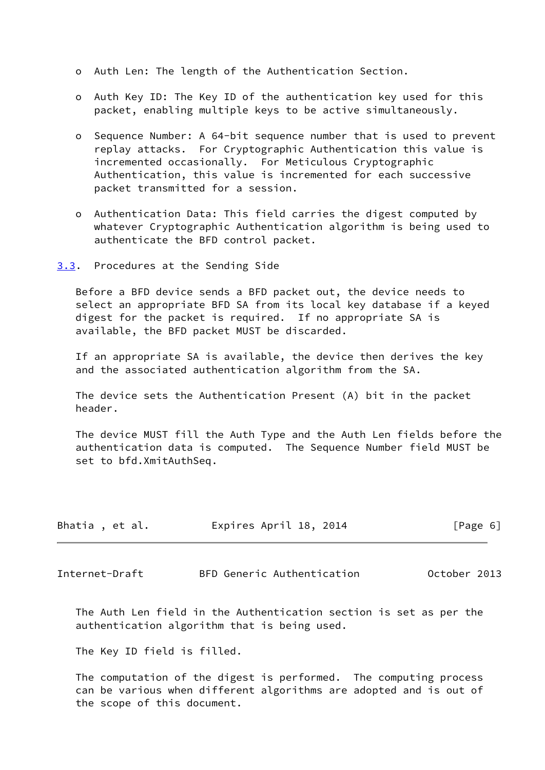- Auth Len: The length of the Authentication Section.

- Auth Key ID: The Key ID of the authentication key used for this packet, enabling multiple keys to be active simultaneously.

- Sequence Number: A 64-bit sequence number that is used to prevent replay attacks. For Cryptographic Authentication this value is incremented occasionally. For Meticulous Cryptographic Authentication, this value is incremented for each successive packet transmitted for a session.

- Authentication Data: This field carries the digest computed by whatever Cryptographic Authentication algorithm is being used to authenticate the BFD control packet.

### 3.3. Procedures at the Sending Side

Before a BFD device sends a BFD packet out, the device needs to select an appropriate BFD SA from its local key database if a keyed digest for the packet is required. If no appropriate SA is available, the BFD packet MUST be discarded.

If an appropriate SA is available, the device then derives the key and the associated authentication algorithm from the SA.

The device sets the Authentication Present (A) bit in the packet header.

The device MUST fill the Auth Type and the Auth Len fields before the authentication data is computed. The Sequence Number field MUST be set to bfd.XmitAuthSeq.

The Auth Len field in the Authentication section is set as per the authentication algorithm that is being used.

The Key ID field is filled.

The computation of the digest is performed. The computing process can be various when different algorithms are adopted and is out of the scope of this document.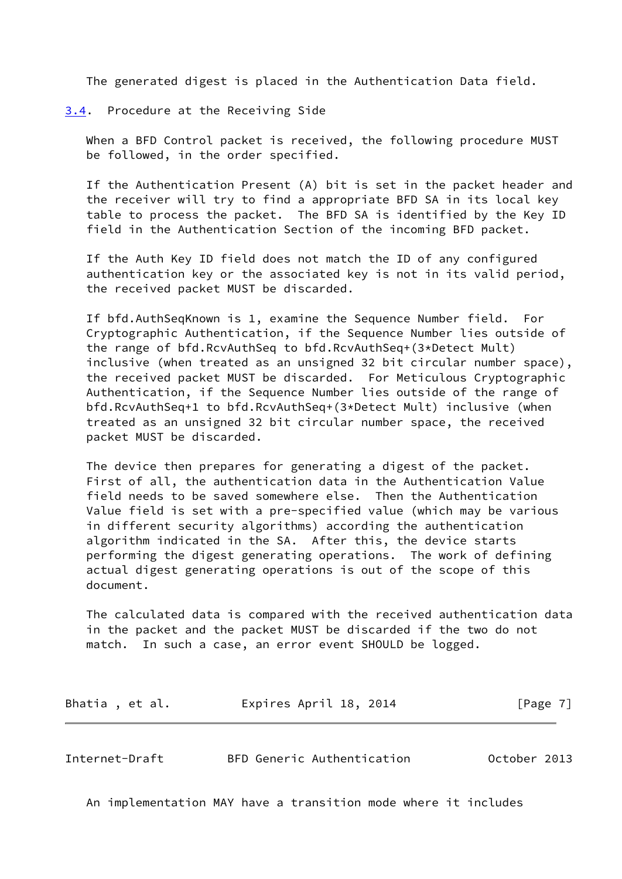The generated digest is placed in the Authentication Data field.

### 3.4. Procedure at the Receiving Side

When a BFD Control packet is received, the following procedure MUST be followed, in the order specified.

If the Authentication Present (A) bit is set in the packet header and the receiver will try to find a appropriate BFD SA in its local key table to process the packet. The BFD SA is identified by the Key ID field in the Authentication Section of the incoming BFD packet.

If the Auth Key ID field does not match the ID of any configured authentication key or the associated key is not in its valid period, the received packet MUST be discarded.

If bfd.AuthSeqKnown is 1, examine the Sequence Number field. For Cryptographic Authentication, if the Sequence Number lies outside of the range of bfd.RcvAuthSeq to bfd.RcvAuthSeq+(3*Detect Mult) inclusive (when treated as an unsigned 32 bit circular number space), the received packet MUST be discarded. For Meticulous Cryptographic Authentication, if the Sequence Number lies outside of the range of bfd.RcvAuthSeq+1 to bfd.RcvAuthSeq+(3*Detect Mult) inclusive (when treated as an unsigned 32 bit circular number space, the received packet MUST be discarded.

The device then prepares for generating a digest of the packet. First of all, the authentication data in the Authentication Value field needs to be saved somewhere else. Then the Authentication Value field is set with a pre-specified value (which may be various in different security algorithms) according the authentication algorithm indicated in the SA. After this, the device starts performing the digest generating operations. The work of defining actual digest generating operations is out of the scope of this document.

The calculated data is compared with the received authentication data in the packet and the packet MUST be discarded if the two do not match. In such a case, an error event SHOULD be logged.

An implementation MAY have a transition mode where it includes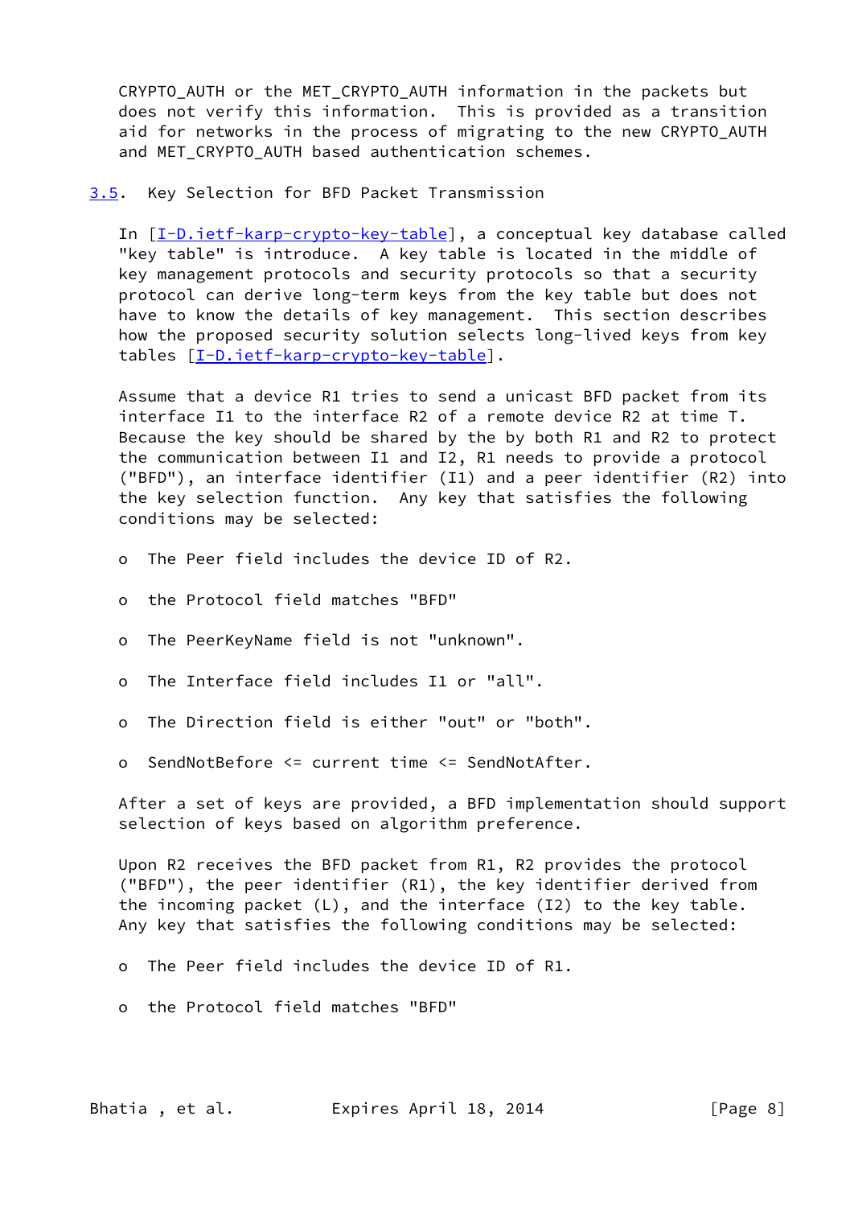CRYPTO_AUTH or the MET_CRYPTO_AUTH information in the packets but does not verify this information. This is provided as a transition aid for networks in the process of migrating to the new CRYPTO_AUTH and MET_CRYPTO_AUTH based authentication schemes.

### 3.5. Key Selection for BFD Packet Transmission

In [I-D.ietf-karp-crypto-key-table], a conceptual key database called "key table" is introduce. A key table is located in the middle of key management protocols and security protocols so that a security protocol can derive long-term keys from the key table but does not have to know the details of key management. This section describes how the proposed security solution selects long-lived keys from key tables [I-D.ietf-karp-crypto-key-table].

Assume that a device R1 tries to send a unicast BFD packet from its interface I1 to the interface R2 of a remote device R2 at time T. Because the key should be shared by the by both R1 and R2 to protect the communication between I1 and I2, R1 needs to provide a protocol ("BFD"), an interface identifier (I1) and a peer identifier (R2) into the key selection function. Any key that satisfies the following conditions may be selected:

- The Peer field includes the device ID of R2.
- the Protocol field matches "BFD"
- The PeerKeyName field is not "unknown".
- The Interface field includes I1 or "all".
- The Direction field is either "out" or "both".
- SendNotBefore <= current time <= SendNotAfter.

After a set of keys are provided, a BFD implementation should support selection of keys based on algorithm preference.

Upon R2 receives the BFD packet from R1, R2 provides the protocol ("BFD"), the peer identifier (R1), the key identifier derived from the incoming packet (L), and the interface (I2) to the key table. Any key that satisfies the following conditions may be selected:

- The Peer field includes the device ID of R1.
- the Protocol field matches "BFD"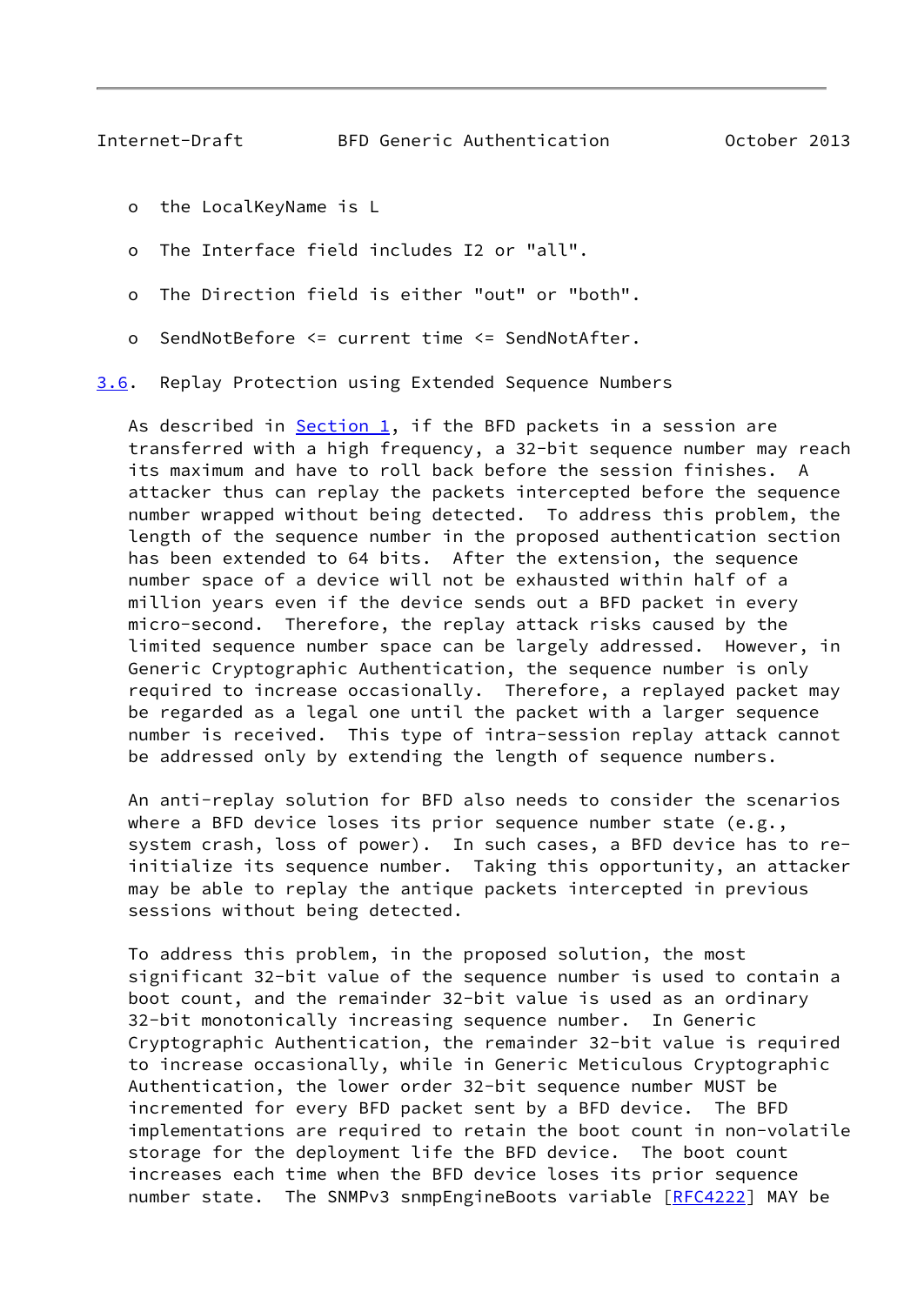- the LocalKeyName is L
- The Interface field includes I2 or "all".
- The Direction field is either "out" or "both".
- SendNotBefore <= current time <= SendNotAfter.

### 3.6. Replay Protection using Extended Sequence Numbers

As described in Section 1, if the BFD packets in a session are transferred with a high frequency, a 32-bit sequence number may reach its maximum and have to roll back before the session finishes. A attacker thus can replay the packets intercepted before the sequence number wrapped without being detected. To address this problem, the length of the sequence number in the proposed authentication section has been extended to 64 bits. After the extension, the sequence number space of a device will not be exhausted within half of a million years even if the device sends out a BFD packet in every micro-second. Therefore, the replay attack risks caused by the limited sequence number space can be largely addressed. However, in Generic Cryptographic Authentication, the sequence number is only required to increase occasionally. Therefore, a replayed packet may be regarded as a legal one until the packet with a larger sequence number is received. This type of intra-session replay attack cannot be addressed only by extending the length of sequence numbers.

An anti-replay solution for BFD also needs to consider the scenarios where a BFD device loses its prior sequence number state (e.g., system crash, loss of power). In such cases, a BFD device has to re-initialize its sequence number. Taking this opportunity, an attacker may be able to replay the antique packets intercepted in previous sessions without being detected.

To address this problem, in the proposed solution, the most significant 32-bit value of the sequence number is used to contain a boot count, and the remainder 32-bit value is used as an ordinary 32-bit monotonically increasing sequence number. In Generic Cryptographic Authentication, the remainder 32-bit value is required to increase occasionally, while in Generic Meticulous Cryptographic Authentication, the lower order 32-bit sequence number MUST be incremented for every BFD packet sent by a BFD device. The BFD implementations are required to retain the boot count in non-volatile storage for the deployment life the BFD device. The boot count increases each time when the BFD device loses its prior sequence number state. The SNMPv3 snmpEngineBoots variable [RFC4222] MAY be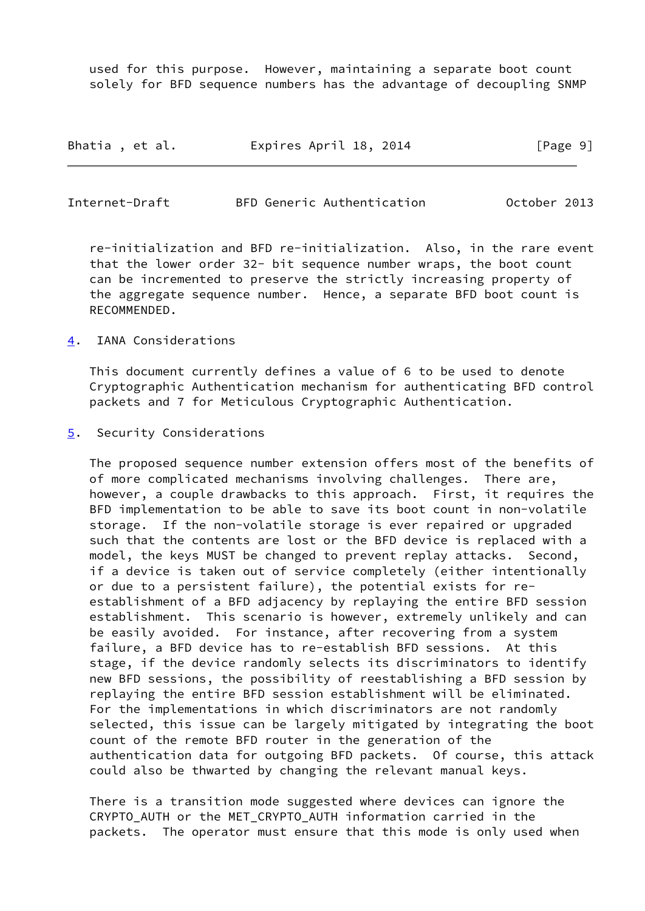used for this purpose. However, maintaining a separate boot count solely for BFD sequence numbers has the advantage of decoupling SNMP re-initialization and BFD re-initialization. Also, in the rare event that the lower order 32- bit sequence number wraps, the boot count can be incremented to preserve the strictly increasing property of the aggregate sequence number. Hence, a separate BFD boot count is RECOMMENDED.

## 4. IANA Considerations

This document currently defines a value of 6 to be used to denote Cryptographic Authentication mechanism for authenticating BFD control packets and 7 for Meticulous Cryptographic Authentication.

## 5. Security Considerations

The proposed sequence number extension offers most of the benefits of of more complicated mechanisms involving challenges. There are, however, a couple drawbacks to this approach. First, it requires the BFD implementation to be able to save its boot count in non-volatile storage. If the non-volatile storage is ever repaired or upgraded such that the contents are lost or the BFD device is replaced with a model, the keys MUST be changed to prevent replay attacks. Second, if a device is taken out of service completely (either intentionally or due to a persistent failure), the potential exists for re-establishment of a BFD adjacency by replaying the entire BFD session establishment. This scenario is however, extremely unlikely and can be easily avoided. For instance, after recovering from a system failure, a BFD device has to re-establish BFD sessions. At this stage, if the device randomly selects its discriminators to identify new BFD sessions, the possibility of reestablishing a BFD session by replaying the entire BFD session establishment will be eliminated. For the implementations in which discriminators are not randomly selected, this issue can be largely mitigated by integrating the boot count of the remote BFD router in the generation of the authentication data for outgoing BFD packets. Of course, this attack could also be thwarted by changing the relevant manual keys.

There is a transition mode suggested where devices can ignore the CRYPTO_AUTH or the MET_CRYPTO_AUTH information carried in the packets. The operator must ensure that this mode is only used when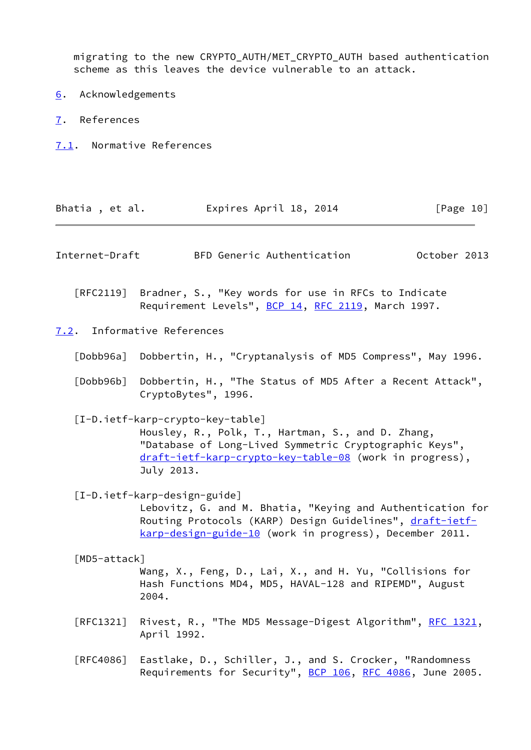migrating to the new CRYPTO_AUTH/MET_CRYPTO_AUTH based authentication scheme as this leaves the device vulnerable to an attack.

## 6. Acknowledgements

## 7. References

### 7.1. Normative References

[RFC2119] Bradner, S., "Key words for use in RFCs to Indicate Requirement Levels", BCP 14, RFC 2119, March 1997.

### 7.2. Informative References

[Dobb96a] Dobbertin, H., "Cryptanalysis of MD5 Compress", May 1996.

[Dobb96b] Dobbertin, H., "The Status of MD5 After a Recent Attack", CryptoBytes", 1996.

[I-D.ietf-karp-crypto-key-table]
Housley, R., Polk, T., Hartman, S., and D. Zhang, "Database of Long-Lived Symmetric Cryptographic Keys", draft-ietf-karp-crypto-key-table-08 (work in progress), July 2013.

[I-D.ietf-karp-design-guide]
Lebovitz, G. and M. Bhatia, "Keying and Authentication for Routing Protocols (KARP) Design Guidelines", draft-ietf-karp-design-guide-10 (work in progress), December 2011.

[MD5-attack]
Wang, X., Feng, D., Lai, X., and H. Yu, "Collisions for Hash Functions MD4, MD5, HAVAL-128 and RIPEMD", August 2004.

[RFC1321] Rivest, R., "The MD5 Message-Digest Algorithm", RFC 1321, April 1992.

[RFC4086] Eastlake, D., Schiller, J., and S. Crocker, "Randomness Requirements for Security", BCP 106, RFC 4086, June 2005.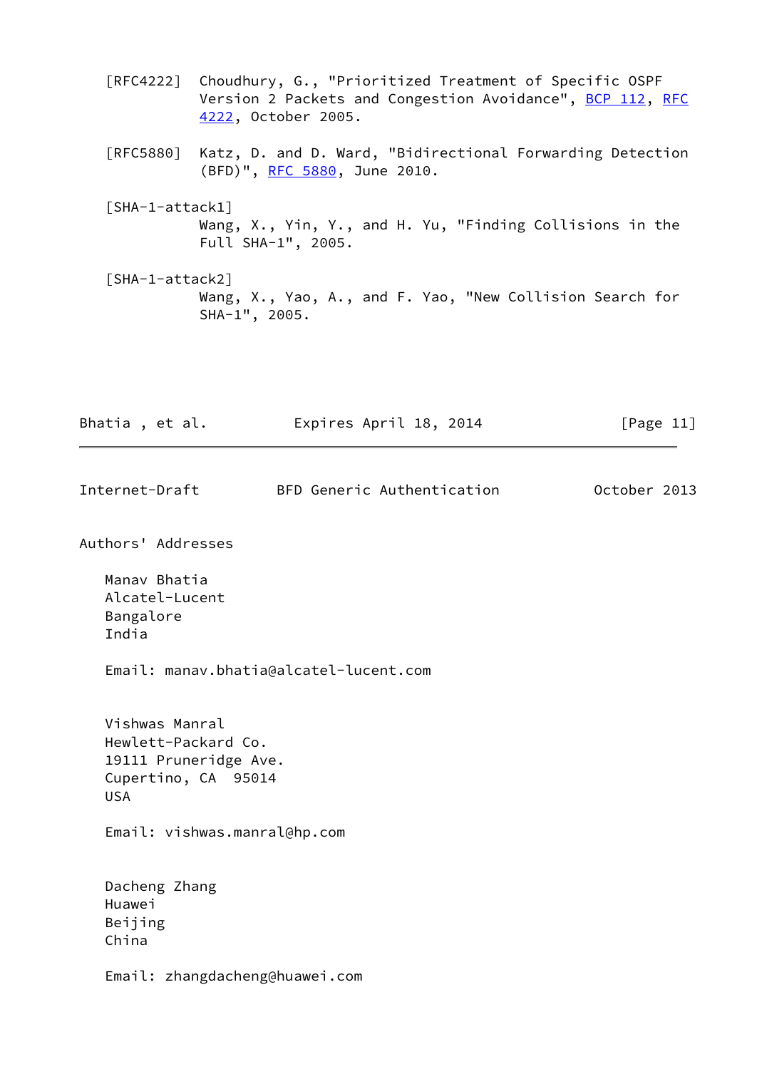[RFC4222] Choudhury, G., "Prioritized Treatment of Specific OSPF Version 2 Packets and Congestion Avoidance", BCP 112, RFC 4222, October 2005.

[RFC5880] Katz, D. and D. Ward, "Bidirectional Forwarding Detection (BFD)", RFC 5880, June 2010.

[SHA-1-attack1]
Wang, X., Yin, Y., and H. Yu, "Finding Collisions in the Full SHA-1", 2005.

[SHA-1-attack2]
Wang, X., Yao, A., and F. Yao, "New Collision Search for SHA-1", 2005.

## Authors' Addresses

Manav Bhatia
Alcatel-Lucent
Bangalore
India

Email: manav.bhatia@alcatel-lucent.com

Vishwas Manral
Hewlett-Packard Co.
19111 Pruneridge Ave.
Cupertino, CA  95014
USA

Email: vishwas.manral@hp.com

Dacheng Zhang
Huawei
Beijing
China

Email: zhangdacheng@huawei.com